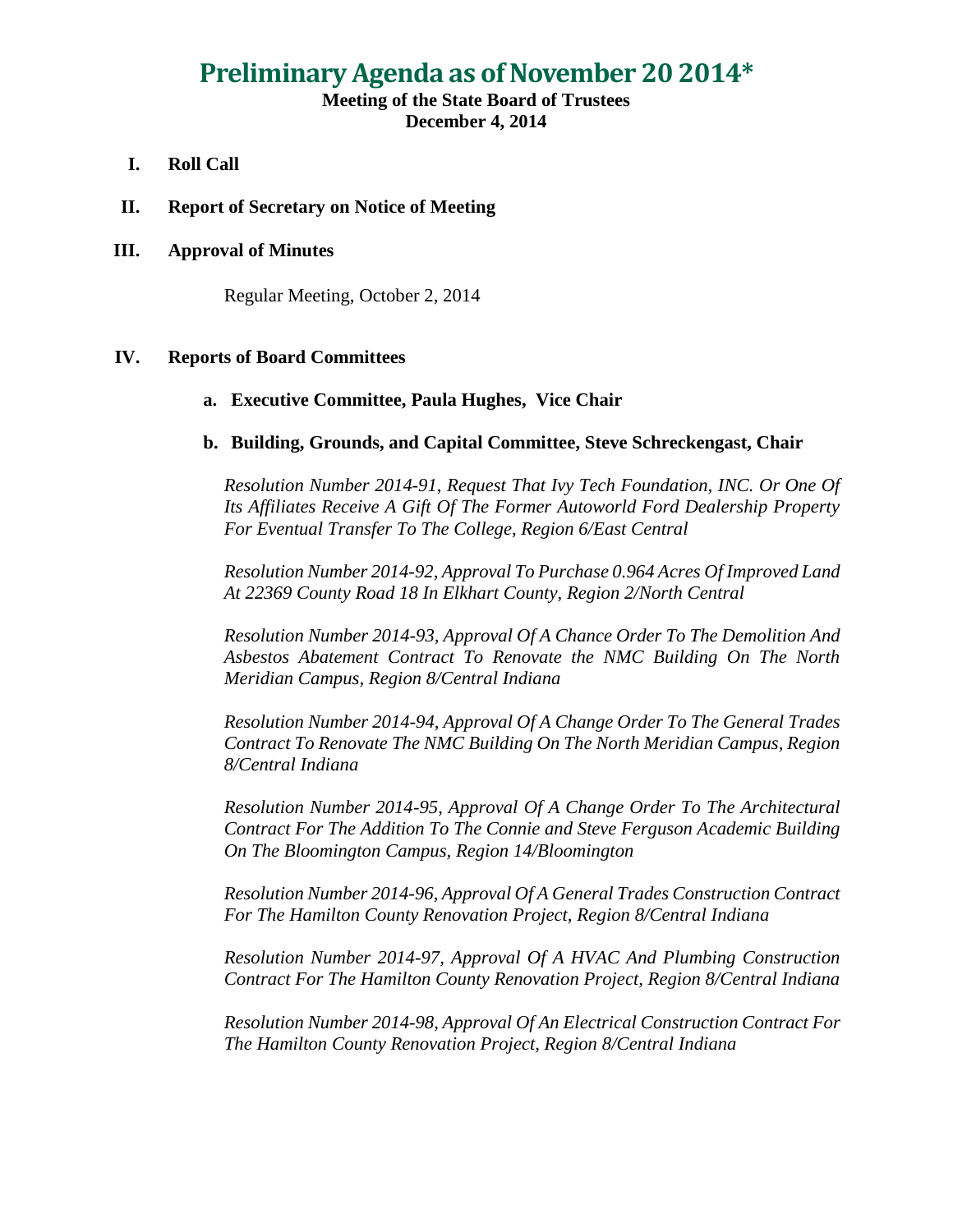# Preliminary Agenda as of November 20 2014*

**Meeting of the State Board of Trustees**
**December 4, 2014**

**I. Roll Call**

**II. Report of Secretary on Notice of Meeting**

**III. Approval of Minutes**

Regular Meeting, October 2, 2014

**IV. Reports of Board Committees**

**a. Executive Committee, Paula Hughes, Vice Chair**

**b. Building, Grounds, and Capital Committee, Steve Schreckengast, Chair**

*Resolution Number 2014-91, Request That Ivy Tech Foundation, INC. Or One Of Its Affiliates Receive A Gift Of The Former Autoworld Ford Dealership Property For Eventual Transfer To The College, Region 6/East Central*

*Resolution Number 2014-92, Approval To Purchase 0.964 Acres Of Improved Land At 22369 County Road 18 In Elkhart County, Region 2/North Central*

*Resolution Number 2014-93, Approval Of A Chance Order To The Demolition And Asbestos Abatement Contract To Renovate the NMC Building On The North Meridian Campus, Region 8/Central Indiana*

*Resolution Number 2014-94, Approval Of A Change Order To The General Trades Contract To Renovate The NMC Building On The North Meridian Campus, Region 8/Central Indiana*

*Resolution Number 2014-95, Approval Of A Change Order To The Architectural Contract For The Addition To The Connie and Steve Ferguson Academic Building On The Bloomington Campus, Region 14/Bloomington*

*Resolution Number 2014-96, Approval Of A General Trades Construction Contract For The Hamilton County Renovation Project, Region 8/Central Indiana*

*Resolution Number 2014-97, Approval Of A HVAC And Plumbing Construction Contract For The Hamilton County Renovation Project, Region 8/Central Indiana*

*Resolution Number 2014-98, Approval Of An Electrical Construction Contract For The Hamilton County Renovation Project, Region 8/Central Indiana*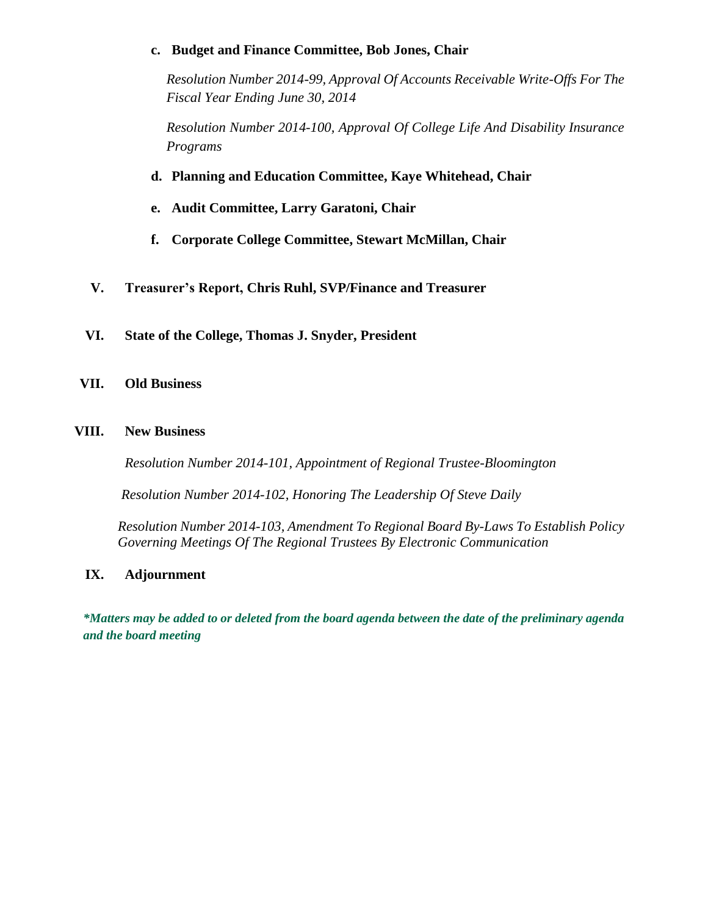c. **Budget and Finance Committee, Bob Jones, Chair**

   *Resolution Number 2014-99, Approval Of Accounts Receivable Write-Offs For The Fiscal Year Ending June 30, 2014*

   *Resolution Number 2014-100, Approval Of College Life And Disability Insurance Programs*

d. **Planning and Education Committee, Kaye Whitehead, Chair**

e. **Audit Committee, Larry Garatoni, Chair**

f. **Corporate College Committee, Stewart McMillan, Chair**

**V. Treasurer's Report, Chris Ruhl, SVP/Finance and Treasurer**

**VI. State of the College, Thomas J. Snyder, President**

**VII. Old Business**

**VIII. New Business**

*Resolution Number 2014-101, Appointment of Regional Trustee-Bloomington*

*Resolution Number 2014-102, Honoring The Leadership Of Steve Daily*

*Resolution Number 2014-103, Amendment To Regional Board By-Laws To Establish Policy Governing Meetings Of The Regional Trustees By Electronic Communication*

**IX. Adjournment**

***Matters may be added to or deleted from the board agenda between the date of the preliminary agenda and the board meeting***